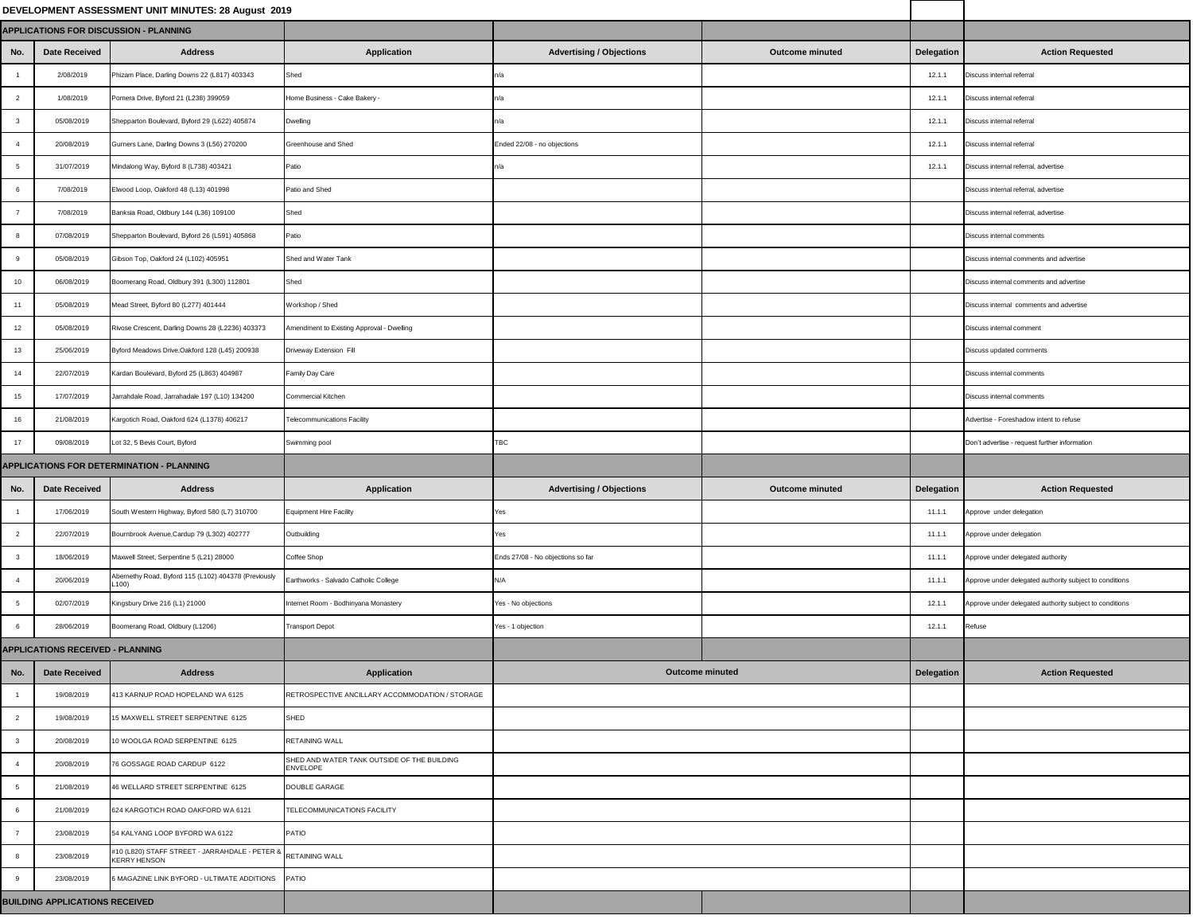# DEVELOPMENT ASSESSMENT UNIT MINUTES: 28 August 2019

## APPLICATIONS FOR DISCUSSION - PLANNING

| No. | Date Received | Address | Application | Advertising / Objections | Outcome minuted | Delegation | Action Requested |
|---|---|---|---|---|---|---|---|
| 1 | 2/08/2019 | Phizam Place, Darling Downs 22 (L817) 403343 | Shed | n/a | | 12.1.1 | Discuss internal referral |
| 2 | 1/08/2019 | Pomera Drive, Byford 21 (L238) 399059 | Home Business - Cake Bakery - | n/a | | 12.1.1 | Discuss internal referral |
| 3 | 05/08/2019 | Shepparton Boulevard, Byford 29 (L622) 405874 | Dwelling | n/a | | 12.1.1 | Discuss internal referral |
| 4 | 20/08/2019 | Gurners Lane, Darling Downs 3 (L56) 270200 | Greenhouse and Shed | Ended 22/08 - no objections | | 12.1.1 | Discuss internal referral |
| 5 | 31/07/2019 | Mindalong Way, Byford 8 (L738) 403421 | Patio | n/a | | 12.1.1 | Discuss internal referral, advertise |
| 6 | 7/08/2019 | Elwood Loop, Oakford 48 (L13) 401998 | Patio and Shed | | | | Discuss internal referral, advertise |
| 7 | 7/08/2019 | Banksia Road, Oldbury 144 (L36) 109100 | Shed | | | | Discuss internal referral, advertise |
| 8 | 07/08/2019 | Shepparton Boulevard, Byford 26 (L591) 405868 | Patio | | | | Discuss internal comments |
| 9 | 05/08/2019 | Gibson Top, Oakford 24 (L102) 405951 | Shed and Water Tank | | | | Discuss internal comments and advertise |
| 10 | 06/08/2019 | Boomerang Road, Oldbury 391 (L300) 112801 | Shed | | | | Discuss internal comments and advertise |
| 11 | 05/08/2019 | Mead Street, Byford 80 (L277) 401444 | Workshop / Shed | | | | Discuss internal comments and advertise |
| 12 | 05/08/2019 | Rivose Crescent, Darling Downs 28 (L2236) 403373 | Amendment to Existing Approval - Dwelling | | | | Discuss internal comment |
| 13 | 25/06/2019 | Byford Meadows Drive,Oakford 128 (L45) 200938 | Driveway Extension Fill | | | | Discuss updated comments |
| 14 | 22/07/2019 | Kardan Boulevard, Byford 25 (L863) 404987 | Family Day Care | | | | Discuss internal comments |
| 15 | 17/07/2019 | Jarrahdale Road, Jarrahadale 197 (L10) 134200 | Commercial Kitchen | | | | Discuss internal comments |
| 16 | 21/08/2019 | Kargotich Road, Oakford 624 (L1378) 406217 | Telecommunications Facility | | | | Advertise - Foreshadow intent to refuse |
| 17 | 09/08/2019 | Lot 32, 5 Bevis Court, Byford | Swimming pool | TBC | | | Don't advertise - request further information |

## APPLICATIONS FOR DETERMINATION - PLANNING

| No. | Date Received | Address | Application | Advertising / Objections | Outcome minuted | Delegation | Action Requested |
|---|---|---|---|---|---|---|---|
| 1 | 17/06/2019 | South Western Highway, Byford 580 (L7) 310700 | Equipment Hire Facility | Yes | | 11.1.1 | Approve under delegation |
| 2 | 22/07/2019 | Bournbrook Avenue,Cardup 79 (L302) 402777 | Outbuilding | Yes | | 11.1.1 | Approve under delegation |
| 3 | 18/06/2019 | Maxwell Street, Serpentine 5 (L21) 28000 | Coffee Shop | Ends 27/08 - No objections so far | | 11.1.1 | Approve under delegated authority |
| 4 | 20/06/2019 | Abernethy Road, Byford 115 (L102) 404378 (Previously L100) | Earthworks - Salvado Catholic College | N/A | | 11.1.1 | Approve under delegated authority subject to conditions |
| 5 | 02/07/2019 | Kingsbury Drive 216 (L1) 21000 | Internet Room - Bodhinyana Monastery | Yes - No objections | | 12.1.1 | Approve under delegated authority subject to conditions |
| 6 | 28/06/2019 | Boomerang Road, Oldbury (L1206) | Transport Depot | Yes - 1 objection | | 12.1.1 | Refuse |

## APPLICATIONS RECEIVED - PLANNING

| No. | Date Received | Address | Application | Outcome minuted | Delegation | Action Requested |
|---|---|---|---|---|---|---|
| 1 | 19/08/2019 | 413 KARNUP ROAD HOPELAND WA 6125 | RETROSPECTIVE ANCILLARY ACCOMMODATION / STORAGE | | | |
| 2 | 19/08/2019 | 15 MAXWELL STREET SERPENTINE 6125 | SHED | | | |
| 3 | 20/08/2019 | 10 WOOLGA ROAD SERPENTINE 6125 | RETAINING WALL | | | |
| 4 | 20/08/2019 | 76 GOSSAGE ROAD CARDUP 6122 | SHED AND WATER TANK OUTSIDE OF THE BUILDING ENVELOPE | | | |
| 5 | 21/08/2019 | 46 WELLARD STREET SERPENTINE 6125 | DOUBLE GARAGE | | | |
| 6 | 21/08/2019 | 624 KARGOTICH ROAD OAKFORD WA 6121 | TELECOMMUNICATIONS FACILITY | | | |
| 7 | 23/08/2019 | 54 KALYANG LOOP BYFORD WA 6122 | PATIO | | | |
| 8 | 23/08/2019 | #10 (L820) STAFF STREET - JARRAHDALE - PETER & KERRY HENSON | RETAINING WALL | | | |
| 9 | 23/08/2019 | 6 MAGAZINE LINK BYFORD - ULTIMATE ADDITIONS | PATIO | | | |

## BUILDING APPLICATIONS RECEIVED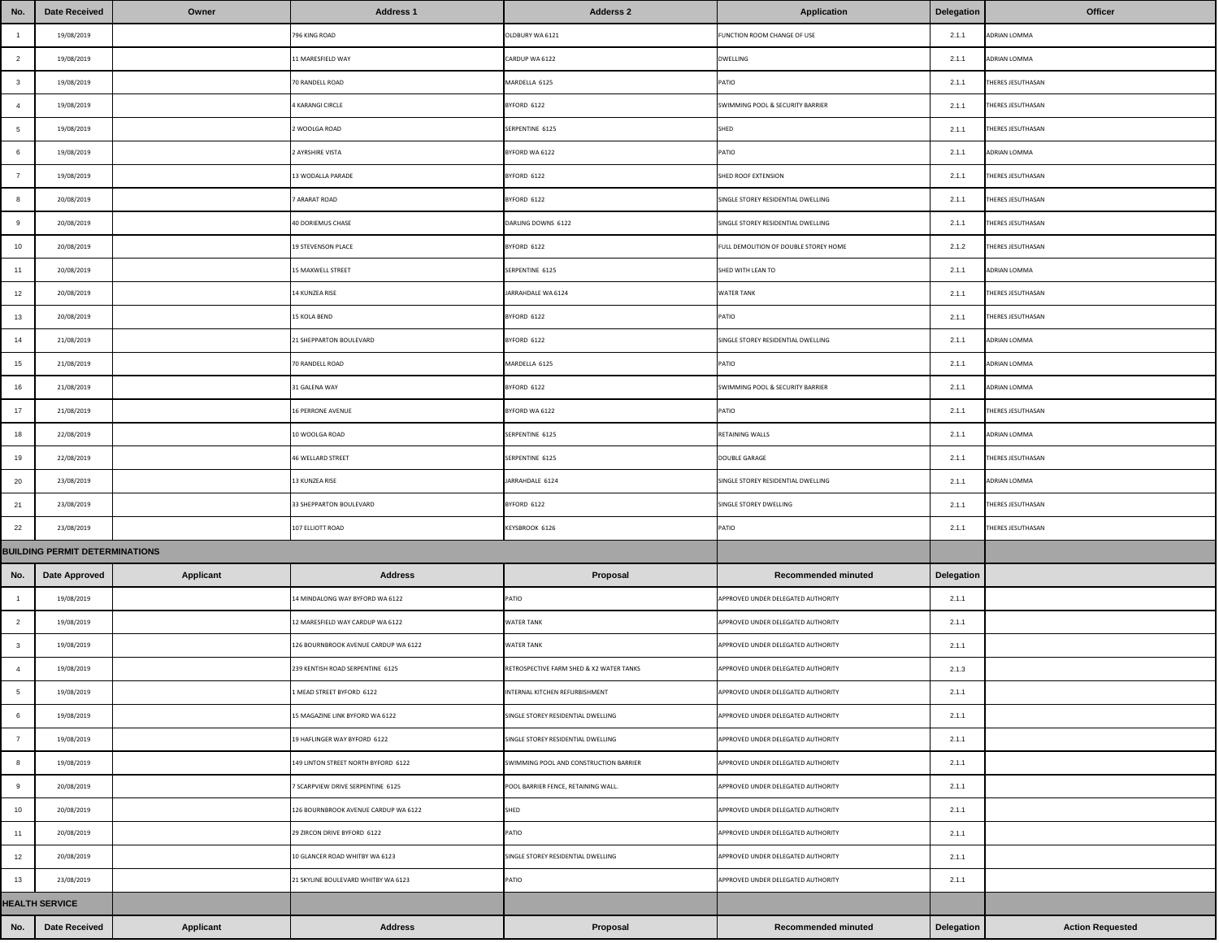| No. | Date Received | Owner | Address 1 | Adderss 2 | Application | Delegation | Officer |
|---|---|---|---|---|---|---|---|
| 1 | 19/08/2019 | | 796 KING ROAD | OLDBURY WA 6121 | FUNCTION ROOM CHANGE OF USE | 2.1.1 | ADRIAN LOMMA |
| 2 | 19/08/2019 | | 11 MARESFIELD WAY | CARDUP WA 6122 | DWELLING | 2.1.1 | ADRIAN LOMMA |
| 3 | 19/08/2019 | | 70 RANDELL ROAD | MARDELLA 6125 | PATIO | 2.1.1 | THERES JESUTHASAN |
| 4 | 19/08/2019 | | 4 KARANGI CIRCLE | BYFORD 6122 | SWIMMING POOL & SECURITY BARRIER | 2.1.1 | THERES JESUTHASAN |
| 5 | 19/08/2019 | | 2 WOOLGA ROAD | SERPENTINE 6125 | SHED | 2.1.1 | THERES JESUTHASAN |
| 6 | 19/08/2019 | | 2 AYRSHIRE VISTA | BYFORD WA 6122 | PATIO | 2.1.1 | ADRIAN LOMMA |
| 7 | 19/08/2019 | | 13 WODALLA PARADE | BYFORD 6122 | SHED ROOF EXTENSION | 2.1.1 | THERES JESUTHASAN |
| 8 | 20/08/2019 | | 7 ARARAT ROAD | BYFORD 6122 | SINGLE STOREY RESIDENTIAL DWELLING | 2.1.1 | THERES JESUTHASAN |
| 9 | 20/08/2019 | | 40 DORIEMUS CHASE | DARLING DOWNS 6122 | SINGLE STOREY RESIDENTIAL DWELLING | 2.1.1 | THERES JESUTHASAN |
| 10 | 20/08/2019 | | 19 STEVENSON PLACE | BYFORD 6122 | FULL DEMOLITION OF DOUBLE STOREY HOME | 2.1.2 | THERES JESUTHASAN |
| 11 | 20/08/2019 | | 15 MAXWELL STREET | SERPENTINE 6125 | SHED WITH LEAN TO | 2.1.1 | ADRIAN LOMMA |
| 12 | 20/08/2019 | | 14 KUNZEA RISE | JARRAHDALE WA 6124 | WATER TANK | 2.1.1 | THERES JESUTHASAN |
| 13 | 20/08/2019 | | 15 KOLA BEND | BYFORD 6122 | PATIO | 2.1.1 | THERES JESUTHASAN |
| 14 | 21/08/2019 | | 21 SHEPPARTON BOULEVARD | BYFORD 6122 | SINGLE STOREY RESIDENTIAL DWELLING | 2.1.1 | ADRIAN LOMMA |
| 15 | 21/08/2019 | | 70 RANDELL ROAD | MARDELLA 6125 | PATIO | 2.1.1 | ADRIAN LOMMA |
| 16 | 21/08/2019 | | 31 GALENA WAY | BYFORD 6122 | SWIMMING POOL & SECURITY BARRIER | 2.1.1 | ADRIAN LOMMA |
| 17 | 21/08/2019 | | 16 PERRONE AVENUE | BYFORD WA 6122 | PATIO | 2.1.1 | THERES JESUTHASAN |
| 18 | 22/08/2019 | | 10 WOOLGA ROAD | SERPENTINE 6125 | RETAINING WALLS | 2.1.1 | ADRIAN LOMMA |
| 19 | 22/08/2019 | | 46 WELLARD STREET | SERPENTINE 6125 | DOUBLE GARAGE | 2.1.1 | THERES JESUTHASAN |
| 20 | 23/08/2019 | | 13 KUNZEA RISE | JARRAHDALE 6124 | SINGLE STOREY RESIDENTIAL DWELLING | 2.1.1 | ADRIAN LOMMA |
| 21 | 23/08/2019 | | 33 SHEPPARTON BOULEVARD | BYFORD 6122 | SINGLE STOREY DWELLING | 2.1.1 | THERES JESUTHASAN |
| 22 | 23/08/2019 | | 107 ELLIOTT ROAD | KEYSBROOK 6126 | PATIO | 2.1.1 | THERES JESUTHASAN |

## BUILDING PERMIT DETERMINATIONS

| No. | Date Approved | Applicant | Address | Proposal | Recommended minuted | Delegation | |
|---|---|---|---|---|---|---|---|
| 1 | 19/08/2019 | | 14 MINDALONG WAY BYFORD WA 6122 | PATIO | APPROVED UNDER DELEGATED AUTHORITY | 2.1.1 | |
| 2 | 19/08/2019 | | 12 MARESFIELD WAY CARDUP WA 6122 | WATER TANK | APPROVED UNDER DELEGATED AUTHORITY | 2.1.1 | |
| 3 | 19/08/2019 | | 126 BOURNBROOK AVENUE CARDUP WA 6122 | WATER TANK | APPROVED UNDER DELEGATED AUTHORITY | 2.1.1 | |
| 4 | 19/08/2019 | | 239 KENTISH ROAD SERPENTINE 6125 | RETROSPECTIVE FARM SHED & X2 WATER TANKS | APPROVED UNDER DELEGATED AUTHORITY | 2.1.3 | |
| 5 | 19/08/2019 | | 1 MEAD STREET BYFORD 6122 | INTERNAL KITCHEN REFURBISHMENT | APPROVED UNDER DELEGATED AUTHORITY | 2.1.1 | |
| 6 | 19/08/2019 | | 15 MAGAZINE LINK BYFORD WA 6122 | SINGLE STOREY RESIDENTIAL DWELLING | APPROVED UNDER DELEGATED AUTHORITY | 2.1.1 | |
| 7 | 19/08/2019 | | 19 HAFLINGER WAY BYFORD 6122 | SINGLE STOREY RESIDENTIAL DWELLING | APPROVED UNDER DELEGATED AUTHORITY | 2.1.1 | |
| 8 | 19/08/2019 | | 149 LINTON STREET NORTH BYFORD 6122 | SWIMMING POOL AND CONSTRUCTION BARRIER | APPROVED UNDER DELEGATED AUTHORITY | 2.1.1 | |
| 9 | 20/08/2019 | | 7 SCARPVIEW DRIVE SERPENTINE 6125 | POOL BARRIER FENCE, RETAINING WALL. | APPROVED UNDER DELEGATED AUTHORITY | 2.1.1 | |
| 10 | 20/08/2019 | | 126 BOURNBROOK AVENUE CARDUP WA 6122 | SHED | APPROVED UNDER DELEGATED AUTHORITY | 2.1.1 | |
| 11 | 20/08/2019 | | 29 ZIRCON DRIVE BYFORD 6122 | PATIO | APPROVED UNDER DELEGATED AUTHORITY | 2.1.1 | |
| 12 | 20/08/2019 | | 10 GLANCER ROAD WHITBY WA 6123 | SINGLE STOREY RESIDENTIAL DWELLING | APPROVED UNDER DELEGATED AUTHORITY | 2.1.1 | |
| 13 | 23/08/2019 | | 21 SKYLINE BOULEVARD WHITBY WA 6123 | PATIO | APPROVED UNDER DELEGATED AUTHORITY | 2.1.1 | |

## HEALTH SERVICE

| No. | Date Received | Applicant | Address | Proposal | Recommended minuted | Delegation | Action Requested |
|---|---|---|---|---|---|---|---|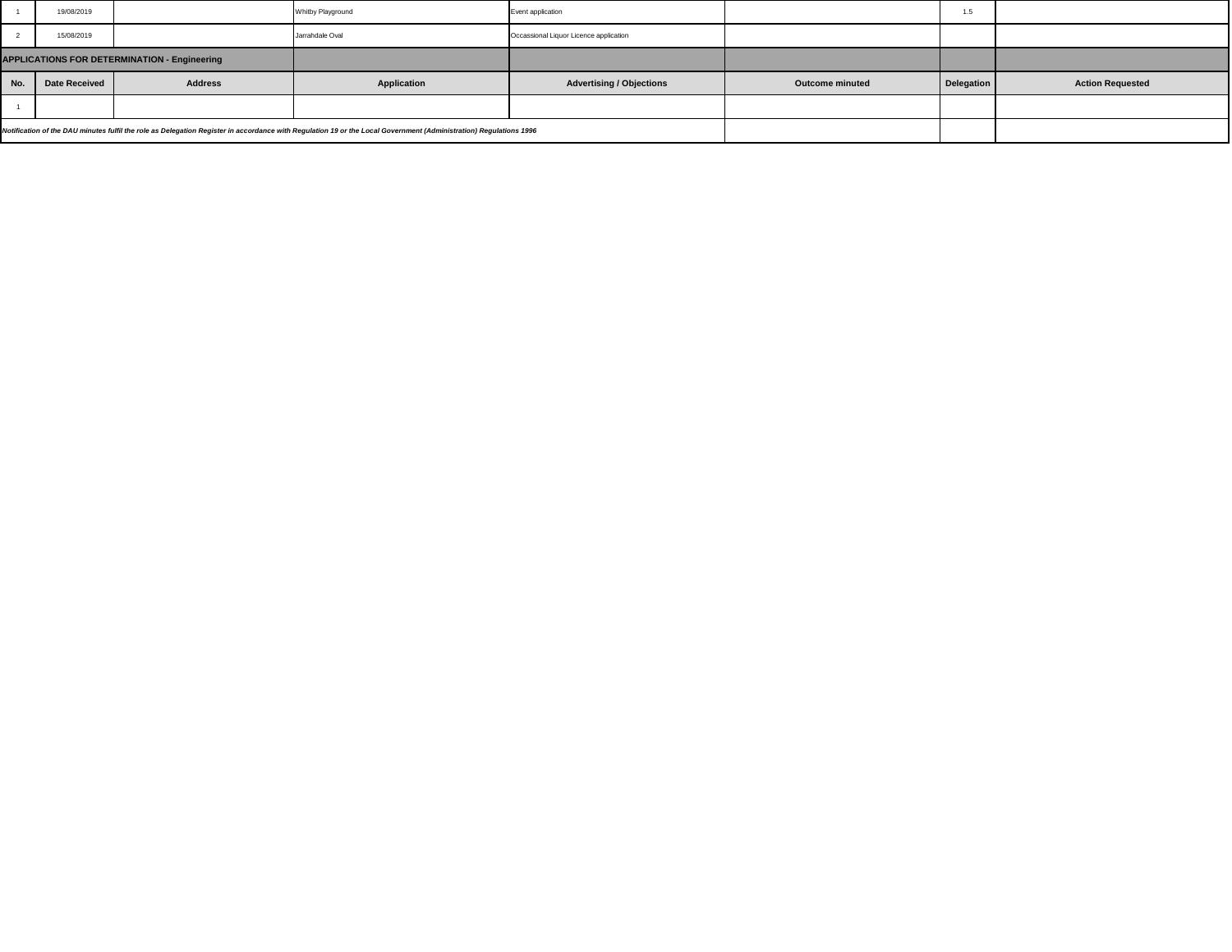| | | | | | | | |
|---|---|---|---|---|---|---|---|
| 1 | 19/08/2019 | | Whitby Playground | Event application | | 1.5 | |
| 2 | 15/08/2019 | | Jarrahdale Oval | Occassional Liquor Licence application | | | |
| **APPLICATIONS FOR DETERMINATION - Engineering** | | | | | | | |
| **No.** | **Date Received** | **Address** | **Application** | **Advertising / Objections** | **Outcome minuted** | **Delegation** | **Action Requested** |
| 1 | | | | | | | |
| ***Notification of the DAU minutes fulfil the role as Delegation Register in accordance with Regulation 19 or the Local Government (Administration) Regulations 1996*** | | | | | | | |